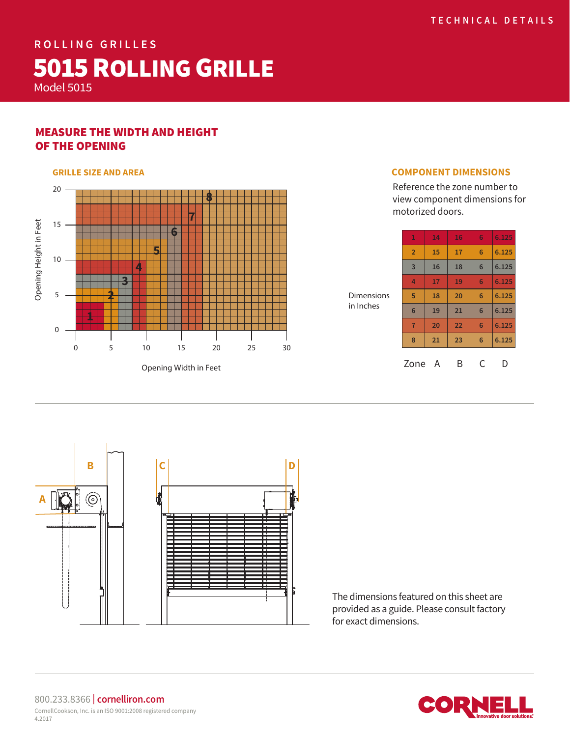TECHNICAL DETAILS

ROLLING GRILLES

# 5015 ROLLING GRILLE

Model 5015

## MEASURE THE WIDTH AND HEIGHT OF THE OPENING

### GRILLE SIZE AND AREA

Opening Height in Feet (0–20) / Opening Width in Feet (0–30)

### COMPONENT DIMENSIONS

Reference the zone number to view component dimensions for motorized doors.

Dimensions in Inches

| Zone | A | B | C | D |
|---|---|---|---|---|
| 1 | 14 | 16 | 6 | 6.125 |
| 2 | 15 | 17 | 6 | 6.125 |
| 3 | 16 | 18 | 6 | 6.125 |
| 4 | 17 | 19 | 6 | 6.125 |
| 5 | 18 | 20 | 6 | 6.125 |
| 6 | 19 | 21 | 6 | 6.125 |
| 7 | 20 | 22 | 6 | 6.125 |
| 8 | 21 | 23 | 6 | 6.125 |

The dimensions featured on this sheet are provided as a guide. Please consult factory for exact dimensions.

800.233.8366 | cornelliron.com

CornellCookson, Inc. is an ISO 9001:2008 registered company

4.2017

CORNELL Innovative door solutions.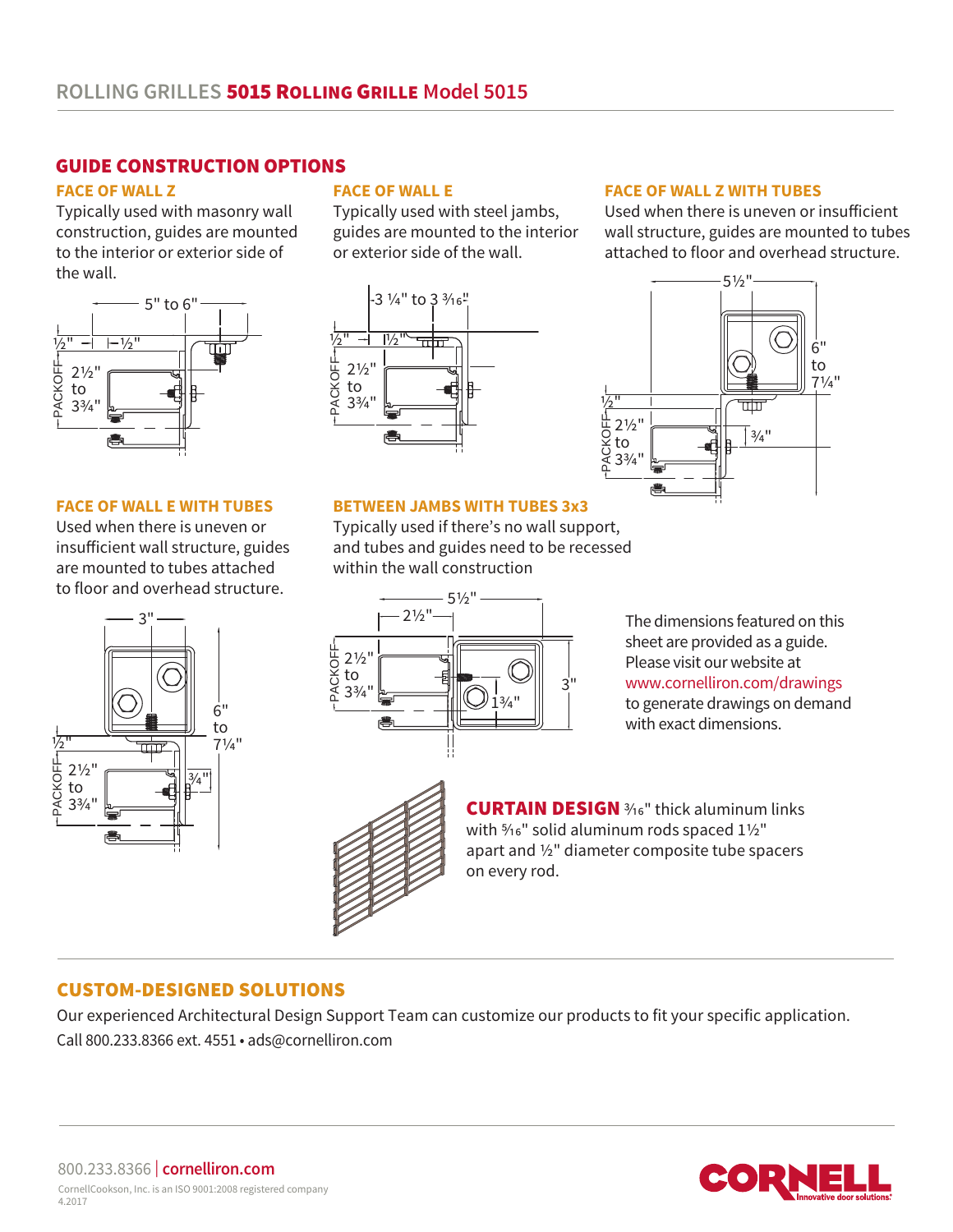## GUIDE CONSTRUCTION OPTIONS

### FACE OF WALL Z

Typically used with masonry wall construction, guides are mounted to the interior or exterior side of the wall.

5" to 6"
½"
½"
PACKOFF
2½" to 3¾"

### FACE OF WALL E

Typically used with steel jambs, guides are mounted to the interior or exterior side of the wall.

3 ¼" to 3 3⁄16"
½"
½"
PACKOFF
2½" to 3¾"

### FACE OF WALL Z WITH TUBES

Used when there is uneven or insufficient wall structure, guides are mounted to tubes attached to floor and overhead structure.

5½"
6" to 7¼"
½"
PACKOFF
2½" to 3¾"
¾"

### FACE OF WALL E WITH TUBES

Used when there is uneven or insufficient wall structure, guides are mounted to tubes attached to floor and overhead structure.

3"
6" to 7¼"
½"
PACKOFF
2½" to 3¾"
¾"

### BETWEEN JAMBS WITH TUBES 3x3

Typically used if there's no wall support, and tubes and guides need to be recessed within the wall construction

5½"
2½"
PACKOFF
2½" to 3¾"
3"
1¾"

The dimensions featured on this sheet are provided as a guide. Please visit our website at www.cornelliron.com/drawings to generate drawings on demand with exact dimensions.

**CURTAIN DESIGN** 3⁄16" thick aluminum links with 5⁄16" solid aluminum rods spaced 1½" apart and ½" diameter composite tube spacers on every rod.

## CUSTOM-DESIGNED SOLUTIONS

Our experienced Architectural Design Support Team can customize our products to fit your specific application.
Call 800.233.8366 ext. 4551 • ads@cornelliron.com

800.233.8366 | cornelliron.com
CornellCookson, Inc. is an ISO 9001:2008 registered company
4.2017

CORNELL
Innovative door solutions.